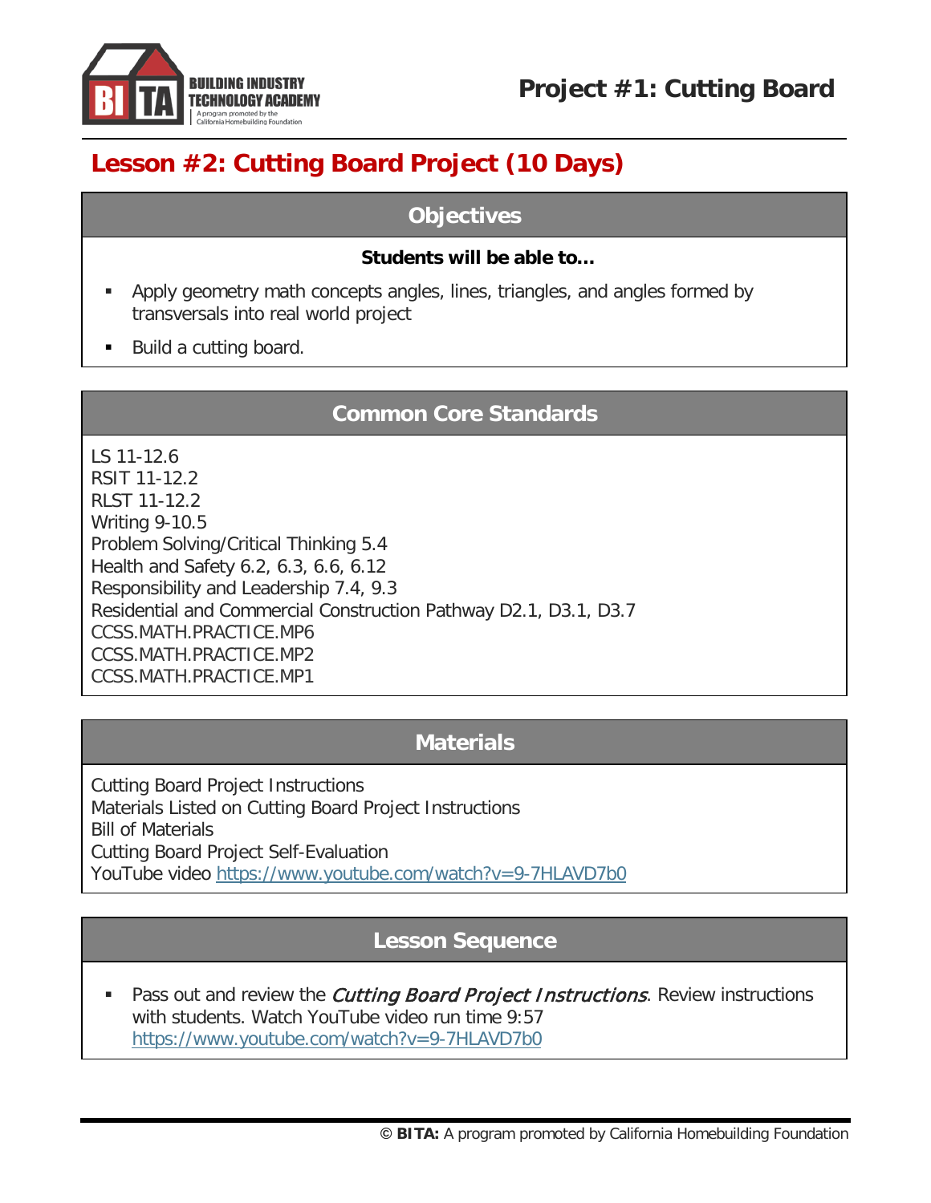# Project #1: Cutting Board

## Lesson #2: Cutting Board Project (10 Days)

### Objectives

**Students will be able to…**

- Apply geometry math concepts angles, lines, triangles, and angles formed by transversals into real world project
- Build a cutting board.

### Common Core Standards

LS 11-12.6
RSIT 11-12.2
RLST 11-12.2
Writing 9-10.5
Problem Solving/Critical Thinking 5.4
Health and Safety 6.2, 6.3, 6.6, 6.12
Responsibility and Leadership 7.4, 9.3
Residential and Commercial Construction Pathway D2.1, D3.1, D3.7
CCSS.MATH.PRACTICE.MP6
CCSS.MATH.PRACTICE.MP2
CCSS.MATH.PRACTICE.MP1

### Materials

Cutting Board Project Instructions
Materials Listed on Cutting Board Project Instructions
Bill of Materials
Cutting Board Project Self-Evaluation
YouTube video https://www.youtube.com/watch?v=9-7HLAVD7b0

### Lesson Sequence

- Pass out and review the *Cutting Board Project Instructions*. Review instructions with students. Watch YouTube video run time 9:57 https://www.youtube.com/watch?v=9-7HLAVD7b0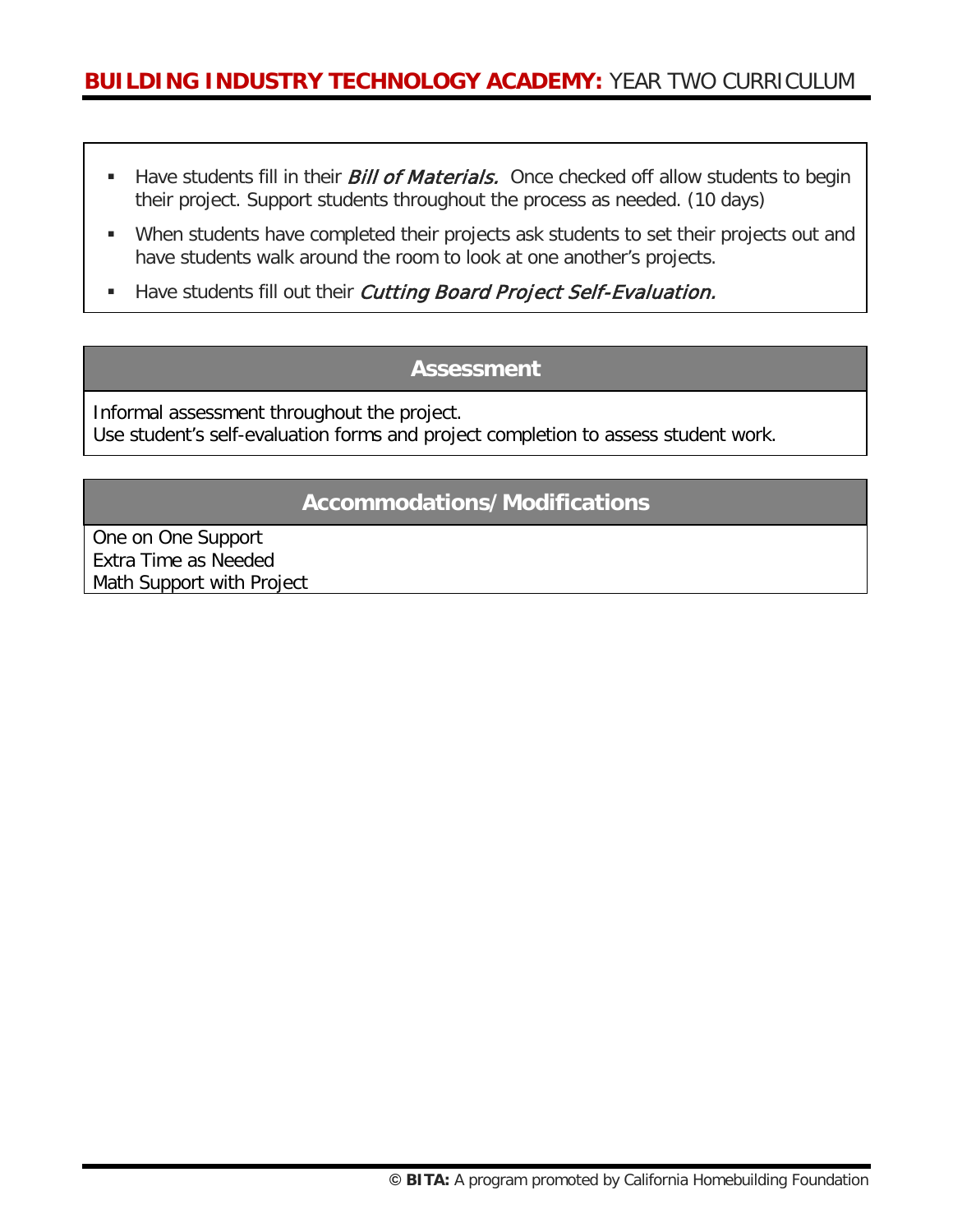- Have students fill in their ***Bill of Materials.*** Once checked off allow students to begin their project. Support students throughout the process as needed. (10 days)
- When students have completed their projects ask students to set their projects out and have students walk around the room to look at one another's projects.
- Have students fill out their *Cutting Board Project Self-Evaluation.*

## Assessment

Informal assessment throughout the project.
Use student's self-evaluation forms and project completion to assess student work.

## Accommodations/Modifications

One on One Support
Extra Time as Needed
Math Support with Project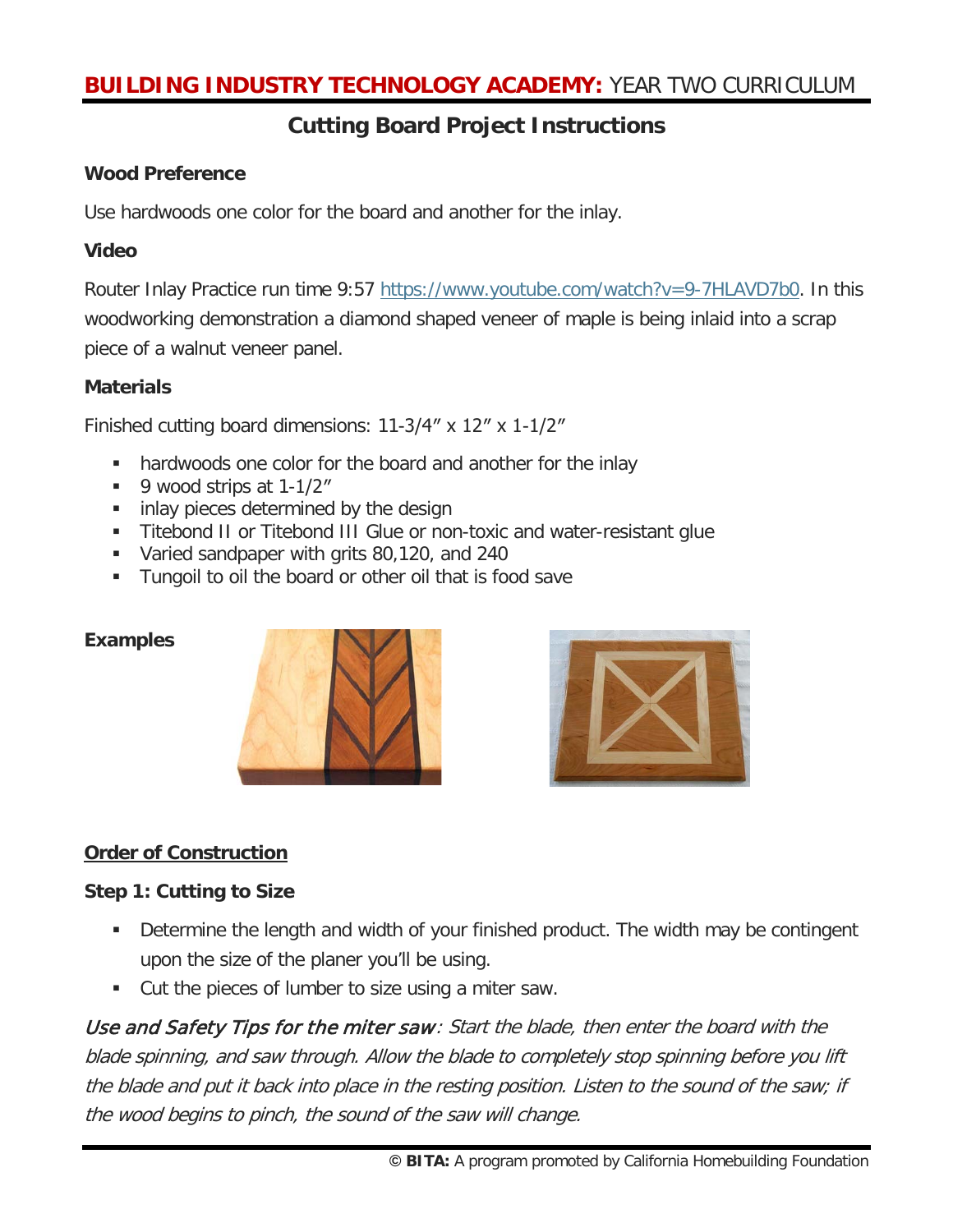## Cutting Board Project Instructions

### Wood Preference

Use hardwoods one color for the board and another for the inlay.

### Video

Router Inlay Practice run time 9:57 https://www.youtube.com/watch?v=9-7HLAVD7b0. In this woodworking demonstration a diamond shaped veneer of maple is being inlaid into a scrap piece of a walnut veneer panel.

### Materials

Finished cutting board dimensions: 11-3/4″ x 12″ x 1-1/2″

- hardwoods one color for the board and another for the inlay
- 9 wood strips at 1-1/2″
- inlay pieces determined by the design
- Titebond II or Titebond III Glue or non-toxic and water-resistant glue
- Varied sandpaper with grits 80,120, and 240
- Tungoil to oil the board or other oil that is food save

### Examples

### Order of Construction

### Step 1: Cutting to Size

- Determine the length and width of your finished product. The width may be contingent upon the size of the planer you'll be using.
- Cut the pieces of lumber to size using a miter saw.

*Use and Safety Tips for the miter saw: Start the blade, then enter the board with the blade spinning, and saw through. Allow the blade to completely stop spinning before you lift the blade and put it back into place in the resting position. Listen to the sound of the saw; if the wood begins to pinch, the sound of the saw will change.*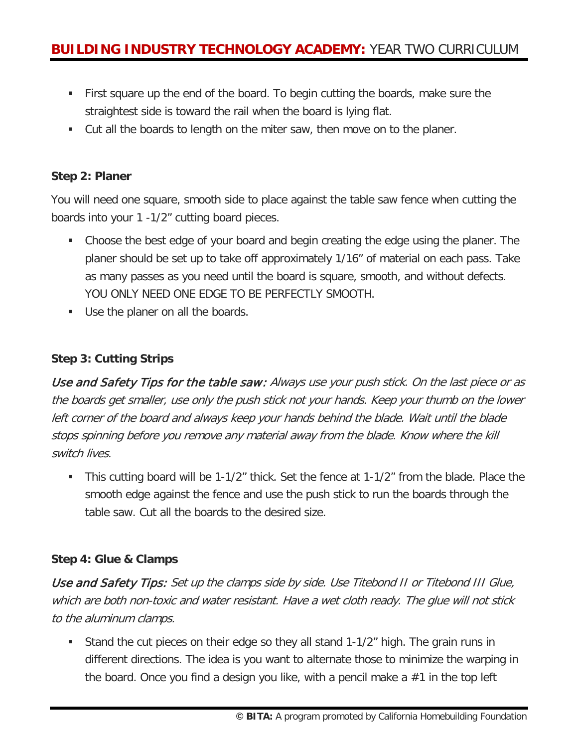- First square up the end of the board. To begin cutting the boards, make sure the straightest side is toward the rail when the board is lying flat.
- Cut all the boards to length on the miter saw, then move on to the planer.

**Step 2: Planer**

You will need one square, smooth side to place against the table saw fence when cutting the boards into your 1 -1/2" cutting board pieces.

- Choose the best edge of your board and begin creating the edge using the planer. The planer should be set up to take off approximately 1/16" of material on each pass. Take as many passes as you need until the board is square, smooth, and without defects. YOU ONLY NEED ONE EDGE TO BE PERFECTLY SMOOTH.
- Use the planer on all the boards.

**Step 3: Cutting Strips**

*Use and Safety Tips for the table saw: Always use your push stick. On the last piece or as the boards get smaller, use only the push stick not your hands. Keep your thumb on the lower left corner of the board and always keep your hands behind the blade. Wait until the blade stops spinning before you remove any material away from the blade. Know where the kill switch lives.*

- This cutting board will be 1-1/2" thick. Set the fence at 1-1/2" from the blade. Place the smooth edge against the fence and use the push stick to run the boards through the table saw. Cut all the boards to the desired size.

**Step 4: Glue & Clamps**

*Use and Safety Tips: Set up the clamps side by side. Use Titebond II or Titebond III Glue, which are both non-toxic and water resistant. Have a wet cloth ready. The glue will not stick to the aluminum clamps.*

- Stand the cut pieces on their edge so they all stand 1-1/2" high. The grain runs in different directions. The idea is you want to alternate those to minimize the warping in the board. Once you find a design you like, with a pencil make a #1 in the top left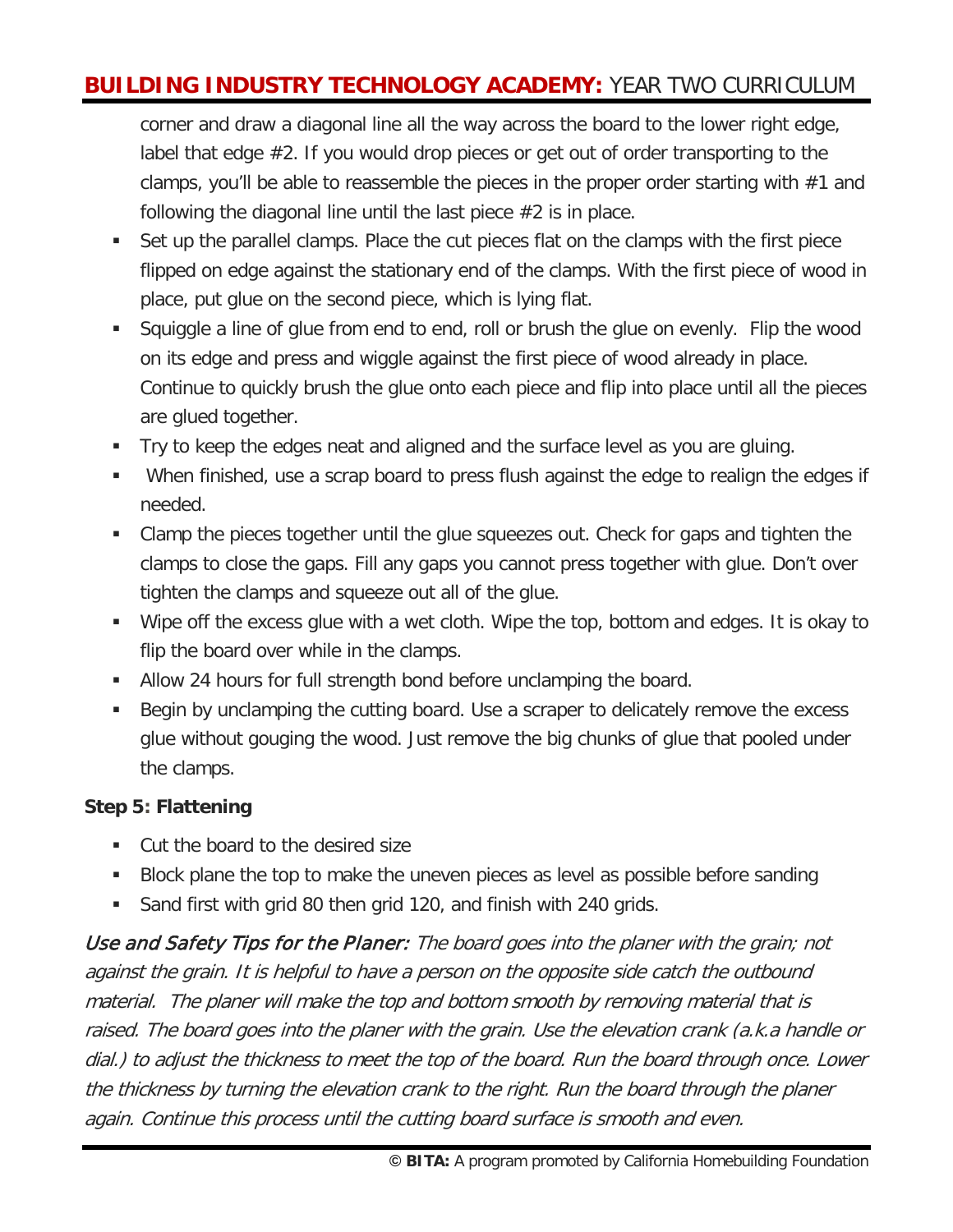corner and draw a diagonal line all the way across the board to the lower right edge, label that edge #2. If you would drop pieces or get out of order transporting to the clamps, you'll be able to reassemble the pieces in the proper order starting with #1 and following the diagonal line until the last piece #2 is in place.

- Set up the parallel clamps. Place the cut pieces flat on the clamps with the first piece flipped on edge against the stationary end of the clamps. With the first piece of wood in place, put glue on the second piece, which is lying flat.
- Squiggle a line of glue from end to end, roll or brush the glue on evenly. Flip the wood on its edge and press and wiggle against the first piece of wood already in place. Continue to quickly brush the glue onto each piece and flip into place until all the pieces are glued together.
- Try to keep the edges neat and aligned and the surface level as you are gluing.
- When finished, use a scrap board to press flush against the edge to realign the edges if needed.
- Clamp the pieces together until the glue squeezes out. Check for gaps and tighten the clamps to close the gaps. Fill any gaps you cannot press together with glue. Don't over tighten the clamps and squeeze out all of the glue.
- Wipe off the excess glue with a wet cloth. Wipe the top, bottom and edges. It is okay to flip the board over while in the clamps.
- Allow 24 hours for full strength bond before unclamping the board.
- Begin by unclamping the cutting board. Use a scraper to delicately remove the excess glue without gouging the wood. Just remove the big chunks of glue that pooled under the clamps.

**Step 5: Flattening**

- Cut the board to the desired size
- Block plane the top to make the uneven pieces as level as possible before sanding
- Sand first with grid 80 then grid 120, and finish with 240 grids.

*Use and Safety Tips for the Planer: The board goes into the planer with the grain; not against the grain. It is helpful to have a person on the opposite side catch the outbound material. The planer will make the top and bottom smooth by removing material that is raised. The board goes into the planer with the grain. Use the elevation crank (a.k.a handle or dial.) to adjust the thickness to meet the top of the board. Run the board through once. Lower the thickness by turning the elevation crank to the right. Run the board through the planer again. Continue this process until the cutting board surface is smooth and even.*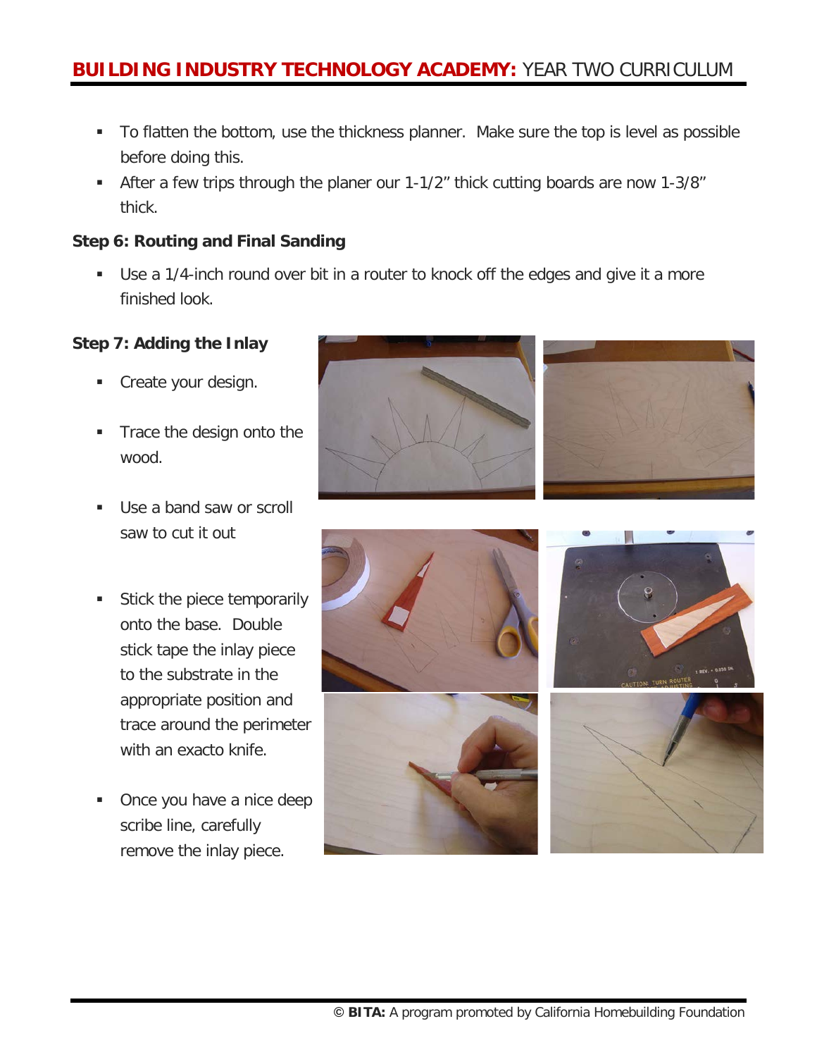- To flatten the bottom, use the thickness planner. Make sure the top is level as possible before doing this.
- After a few trips through the planer our 1-1/2" thick cutting boards are now 1-3/8" thick.

### Step 6: Routing and Final Sanding

- Use a 1/4-inch round over bit in a router to knock off the edges and give it a more finished look.

### Step 7: Adding the Inlay

- Create your design.
- Trace the design onto the wood.
- Use a band saw or scroll saw to cut it out
- Stick the piece temporarily onto the base. Double stick tape the inlay piece to the substrate in the appropriate position and trace around the perimeter with an exacto knife.
- Once you have a nice deep scribe line, carefully remove the inlay piece.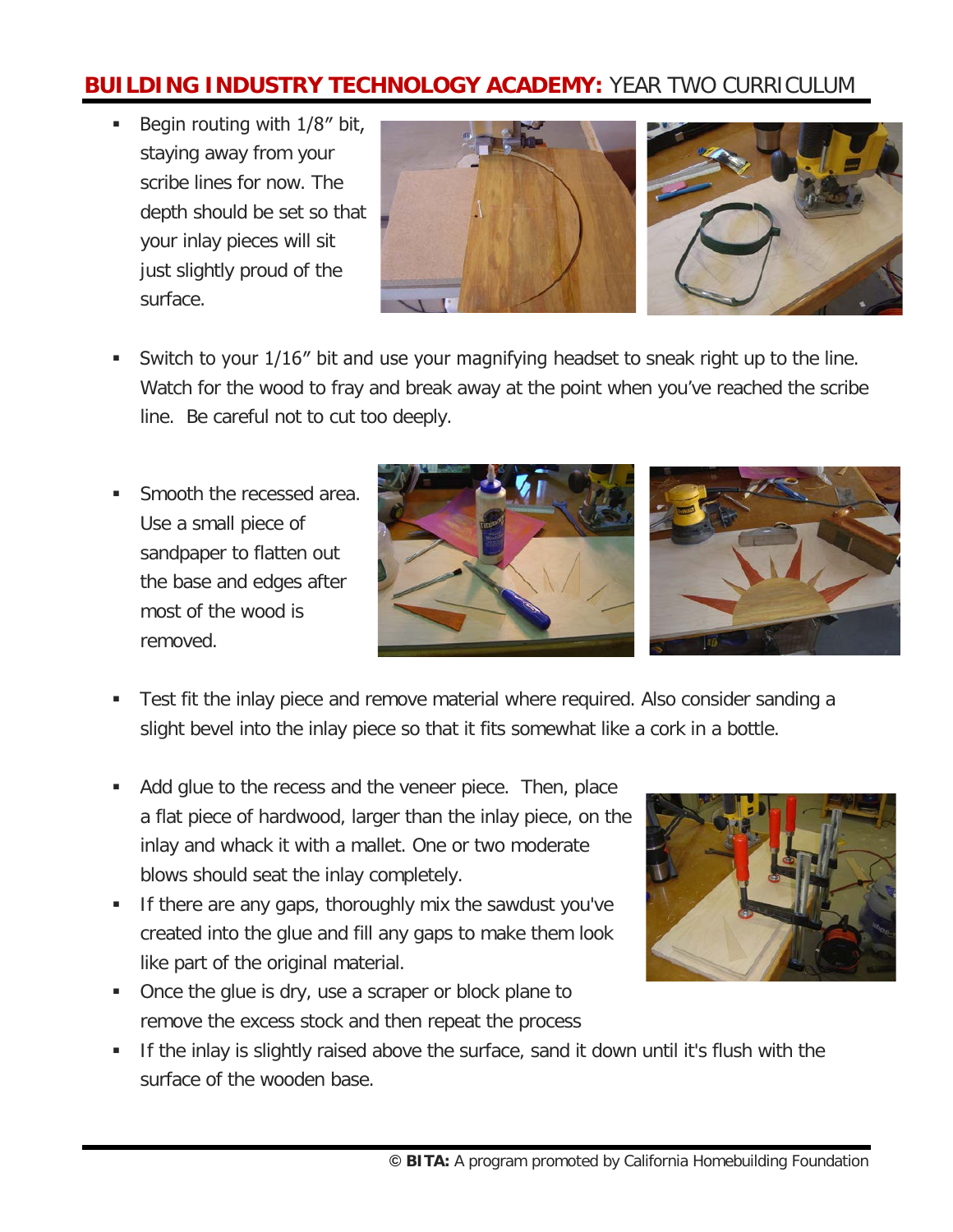- Begin routing with 1/8″ bit, staying away from your scribe lines for now. The depth should be set so that your inlay pieces will sit just slightly proud of the surface.

- Switch to your 1/16″ bit and use your magnifying headset to sneak right up to the line. Watch for the wood to fray and break away at the point when you've reached the scribe line. Be careful not to cut too deeply.

- Smooth the recessed area. Use a small piece of sandpaper to flatten out the base and edges after most of the wood is removed.

- Test fit the inlay piece and remove material where required. Also consider sanding a slight bevel into the inlay piece so that it fits somewhat like a cork in a bottle.

- Add glue to the recess and the veneer piece. Then, place a flat piece of hardwood, larger than the inlay piece, on the inlay and whack it with a mallet. One or two moderate blows should seat the inlay completely.
- If there are any gaps, thoroughly mix the sawdust you've created into the glue and fill any gaps to make them look like part of the original material.
- Once the glue is dry, use a scraper or block plane to remove the excess stock and then repeat the process
- If the inlay is slightly raised above the surface, sand it down until it's flush with the surface of the wooden base.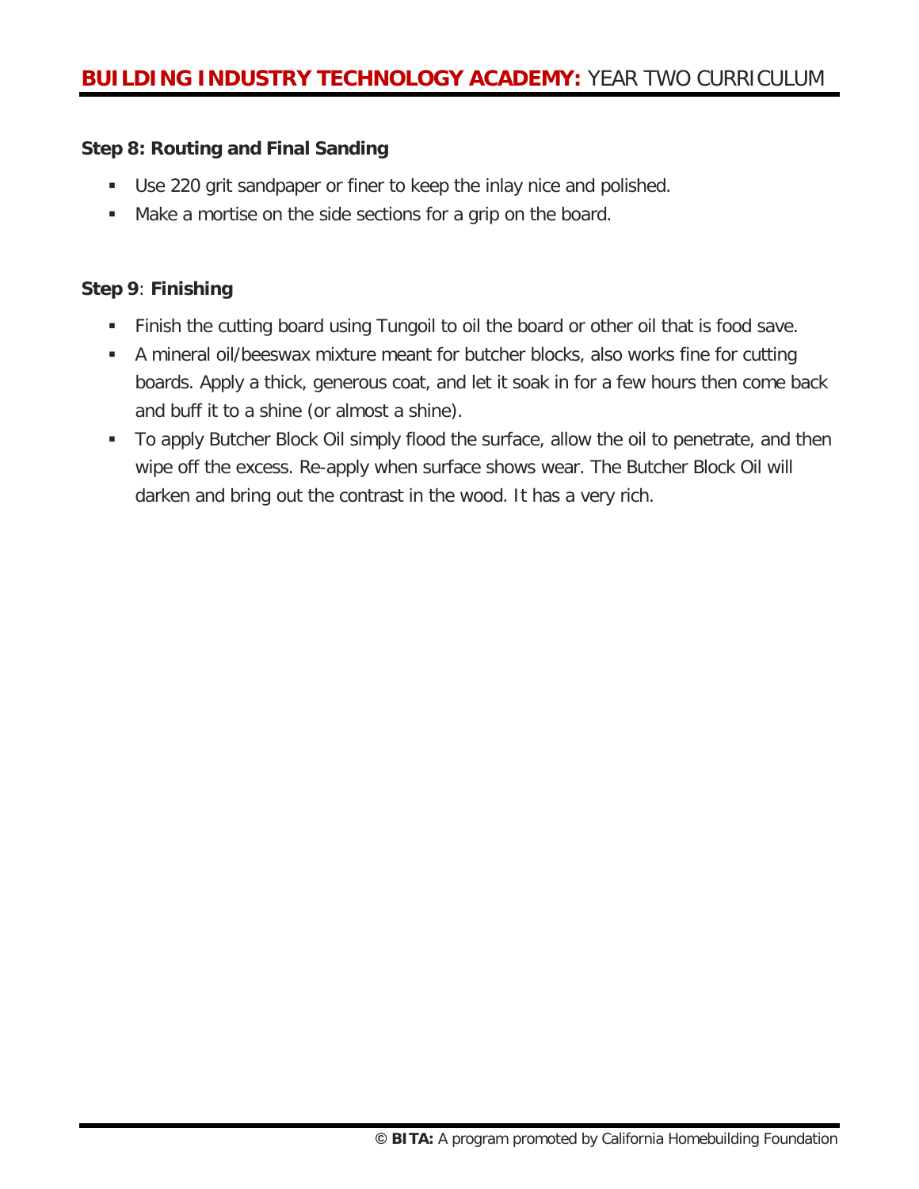**Step 8: Routing and Final Sanding**

- Use 220 grit sandpaper or finer to keep the inlay nice and polished.
- Make a mortise on the side sections for a grip on the board.

**Step 9**: **Finishing**

- Finish the cutting board using Tungoil to oil the board or other oil that is food save.
- A mineral oil/beeswax mixture meant for butcher blocks, also works fine for cutting boards. Apply a thick, generous coat, and let it soak in for a few hours then come back and buff it to a shine (or almost a shine).
- To apply Butcher Block Oil simply flood the surface, allow the oil to penetrate, and then wipe off the excess. Re-apply when surface shows wear. The Butcher Block Oil will darken and bring out the contrast in the wood. It has a very rich.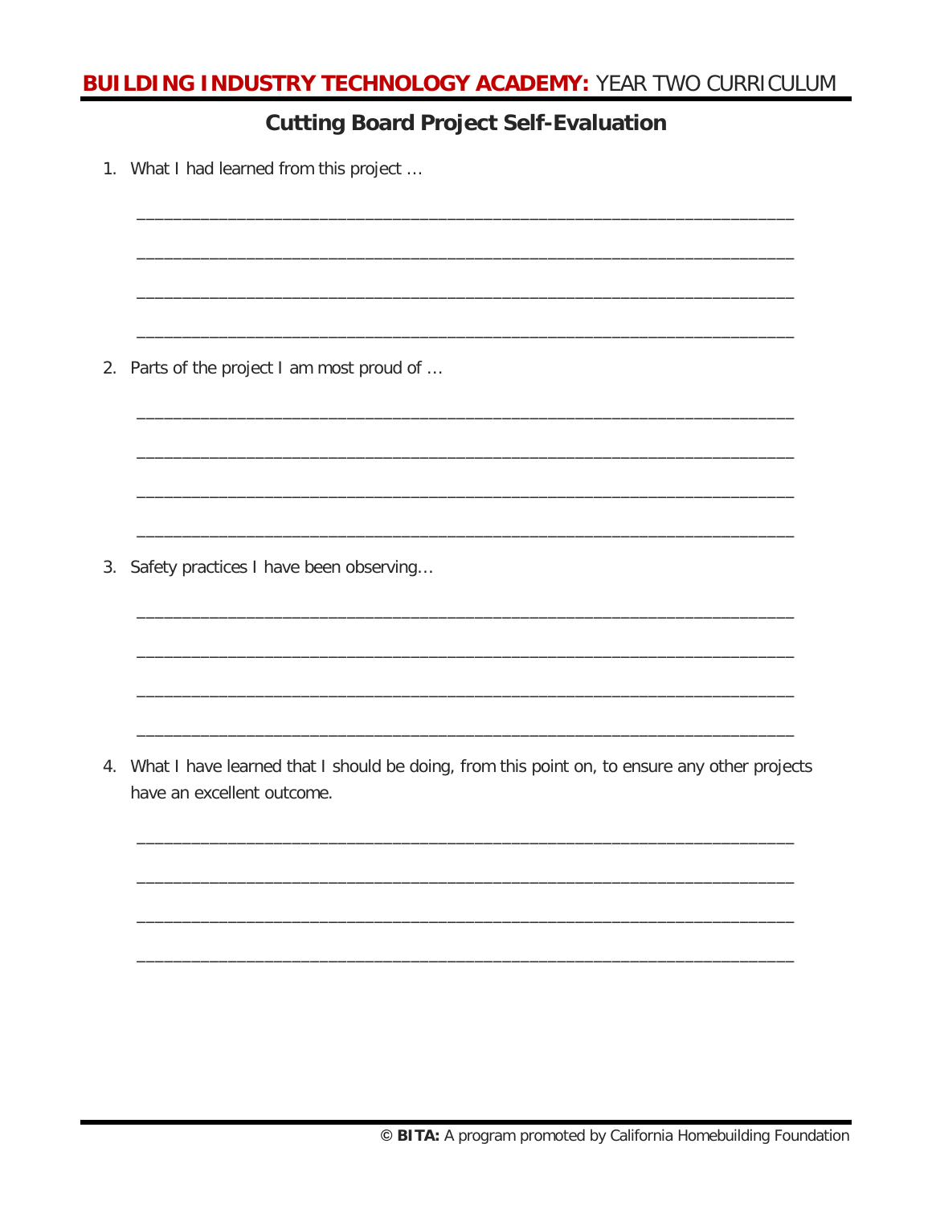## Cutting Board Project Self-Evaluation

1. What I had learned from this project …

    ___________________________________________________________________________

    ___________________________________________________________________________

    ___________________________________________________________________________

    ___________________________________________________________________________

2. Parts of the project I am most proud of …

    ___________________________________________________________________________

    ___________________________________________________________________________

    ___________________________________________________________________________

    ___________________________________________________________________________

3. Safety practices I have been observing…

    ___________________________________________________________________________

    ___________________________________________________________________________

    ___________________________________________________________________________

    ___________________________________________________________________________

4. What I have learned that I should be doing, from this point on, to ensure any other projects have an excellent outcome.

    ___________________________________________________________________________

    ___________________________________________________________________________

    ___________________________________________________________________________

    ___________________________________________________________________________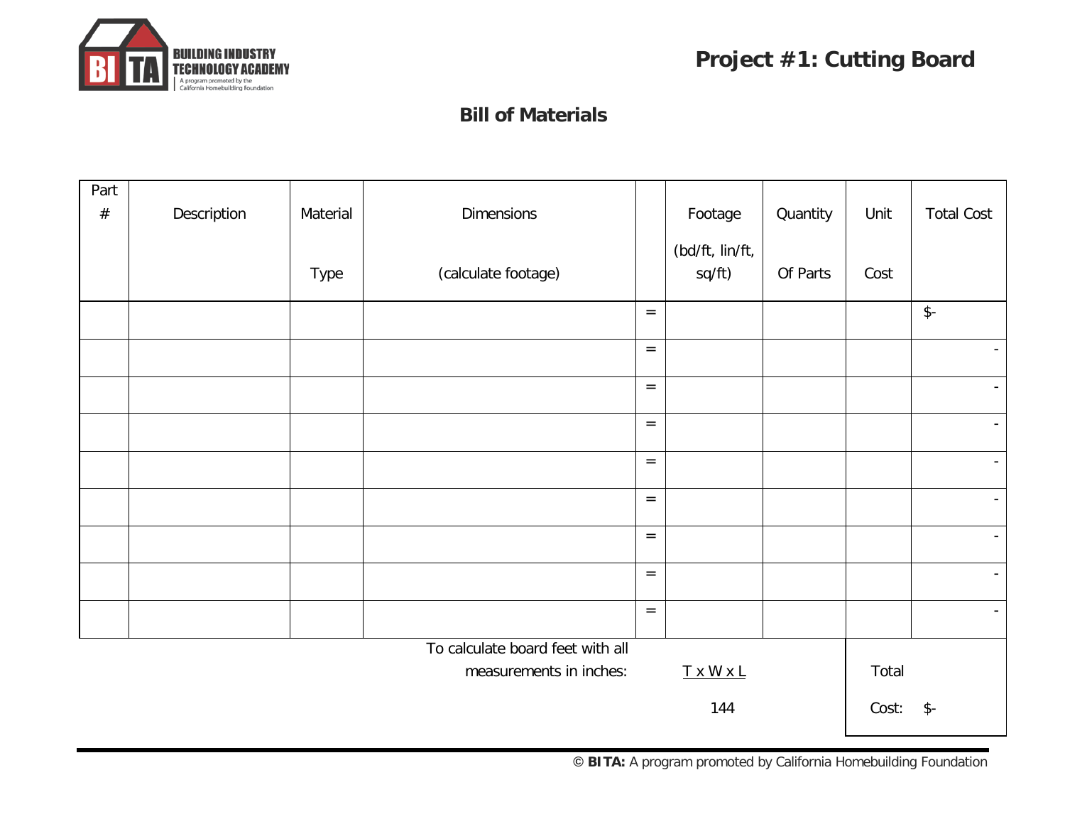# Project #1: Cutting Board

## Bill of Materials

| Part # | Description | Material Type | Dimensions (calculate footage) | | Footage (bd/ft, lin/ft, sq/ft) | Quantity Of Parts | Unit Cost | Total Cost |
|---|---|---|---|---|---|---|---|---|
| | | | | = | | | | $- |
| | | | | = | | | | - |
| | | | | = | | | | - |
| | | | | = | | | | - |
| | | | | = | | | | - |
| | | | | = | | | | - |
| | | | | = | | | | - |
| | | | | = | | | | - |
| | | | | = | | | | - |

To calculate board feet with all measurements in inches: $\frac{T \times W \times L}{144}$

Total Cost: $-